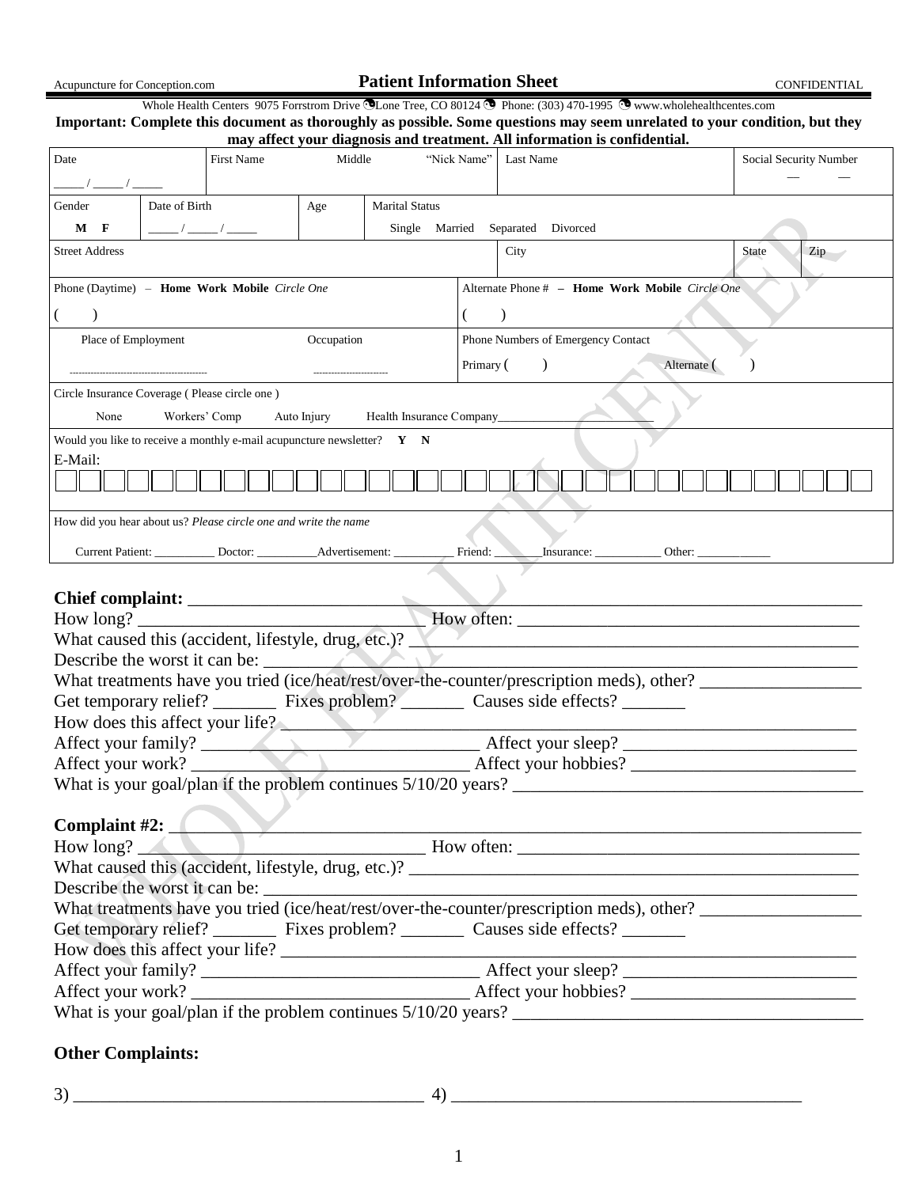Acupuncture for Conception.com **Patient Information Sheet** CONFIDENTIAL

Whole Health Centers 9075 Forrstrom Drive Lone Tree, CO 80124 Phone: (303) 470-1995 www.wholehealthcentes.com

**Important: Complete this document as thoroughly as possible. Some questions may seem unrelated to your condition, but they may affect your diagnosis and treatment. All information is confidential.**

| Date | First Name | Middle | "Nick Name" | Last Name | Social Security Number |
|---|---|---|---|---|---|
| _____ / _____ / _____ | | | | | — — |

| Gender | Date of Birth | Age | Marital Status |
|---|---|---|---|
| **M F** | _____ / _____ / _____ | | Single Married Separated Divorced |

| Street Address | City | State | Zip |
|---|---|---|---|
| | | | |

| Phone (Daytime) – **Home Work Mobile** *Circle One* | Alternate Phone # – **Home Work Mobile** *Circle One* |
|---|---|
| ( ) | ( ) |

| Place of Employment | Occupation | Phone Numbers of Emergency Contact |
|---|---|---|
| | | Primary ( ) Alternate ( ) |

Circle Insurance Coverage ( Please circle one )

None Workers' Comp Auto Injury Health Insurance Company__________________________

Would you like to receive a monthly e-mail acupuncture newsletter? **Y N**

E-Mail:

How did you hear about us? *Please circle one and write the name*

Current Patient: __________ Doctor: __________ Advertisement: __________ Friend: ________ Insurance: ___________ Other: ____________

**Chief complaint:** ______________________________________________________________________

How long? ______________________________ How often: ____________________________________

What caused this (accident, lifestyle, drug, etc.)? ___________________________________________

Describe the worst it can be: ____________________________________________________________

What treatments have you tried (ice/heat/rest/over-the-counter/prescription meds), other? _________________

Get temporary relief? _______ Fixes problem? _______ Causes side effects? _______

How does this affect your life? __________________________________________________________

Affect your family? ______________________________ Affect your sleep? _________________________

Affect your work? _______________________________ Affect your hobbies? ________________________

What is your goal/plan if the problem continues 5/10/20 years? ______________________________________

**Complaint #2:** ______________________________________________________________________

How long? ______________________________ How often: ____________________________________

What caused this (accident, lifestyle, drug, etc.)? ___________________________________________

Describe the worst it can be: ____________________________________________________________

What treatments have you tried (ice/heat/rest/over-the-counter/prescription meds), other? _________________

Get temporary relief? _______ Fixes problem? _______ Causes side effects? _______

How does this affect your life? __________________________________________________________

Affect your family? ______________________________ Affect your sleep? _________________________

Affect your work? _______________________________ Affect your hobbies? ________________________

What is your goal/plan if the problem continues 5/10/20 years? ______________________________________

**Other Complaints:**

3) ______________________________________ 4) ______________________________________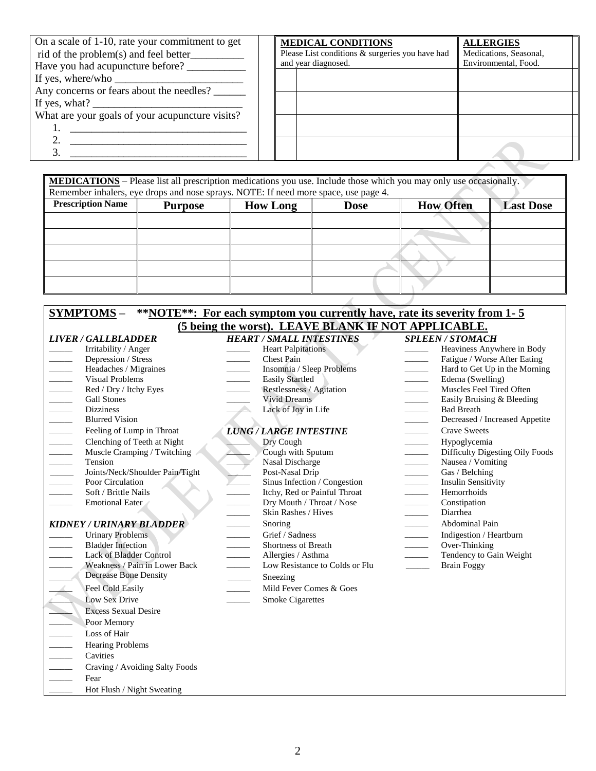On a scale of 1-10, rate your commitment to get rid of the problem(s) and feel better__________

Have you had acupuncture before? ___________

If yes, where/who ________________________

Any concerns or fears about the needles? ______

If yes, what? ___________________________

What are your goals of your acupuncture visits?

1. _________________________________
2. _________________________________
3. _________________________________

| | **MEDICAL CONDITIONS** Please List conditions & surgeries you have had and year diagnosed. | **ALLERGIES** Medications, Seasonal, Environmental, Food. |
|---|---|---|
| | | |
| | | |
| | | |
| | | |

**MEDICATIONS** – Please list all prescription medications you use. Include those which you may only use occasionally. Remember inhalers, eye drops and nose sprays. NOTE: If need more space, use page 4.

| Prescription Name | Purpose | How Long | Dose | How Often | Last Dose |
|---|---|---|---|---|---|
| | | | | | |
| | | | | | |
| | | | | | |
| | | | | | |
| | | | | | |

## SYMPTOMS – **NOTE**: For each symptom you currently have, rate its severity from 1- 5 (5 being the worst). LEAVE BLANK IF NOT APPLICABLE.

### *LIVER / GALLBLADDER*

_____ Irritability / Anger
_____ Depression / Stress
_____ Headaches / Migraines
_____ Visual Problems
_____ Red / Dry / Itchy Eyes
_____ Gall Stones
_____ Dizziness
_____ Blurred Vision
_____ Feeling of Lump in Throat
_____ Clenching of Teeth at Night
_____ Muscle Cramping / Twitching
_____ Tension
_____ Joints/Neck/Shoulder Pain/Tight
_____ Poor Circulation
_____ Soft / Brittle Nails
_____ Emotional Eater

### *KIDNEY / URINARY BLADDER*

_____ Urinary Problems
_____ Bladder Infection
_____ Lack of Bladder Control
_____ Weakness / Pain in Lower Back
_____ Decrease Bone Density
_____ Feel Cold Easily
_____ Low Sex Drive
_____ Excess Sexual Desire
_____ Poor Memory
_____ Loss of Hair
_____ Hearing Problems
_____ Cavities
_____ Craving / Avoiding Salty Foods
_____ Fear
_____ Hot Flush / Night Sweating

### *HEART / SMALL INTESTINES*

_____ Heart Palpitations
_____ Chest Pain
_____ Insomnia / Sleep Problems
_____ Easily Startled
_____ Restlessness / Agitation
_____ Vivid Dreams
_____ Lack of Joy in Life

### *LUNG / LARGE INTESTINE*

_____ Dry Cough
_____ Cough with Sputum
_____ Nasal Discharge
_____ Post-Nasal Drip
_____ Sinus Infection / Congestion
_____ Itchy, Red or Painful Throat
_____ Dry Mouth / Throat / Nose
_____ Skin Rashes / Hives
_____ Snoring
_____ Grief / Sadness
_____ Shortness of Breath
_____ Allergies / Asthma
_____ Low Resistance to Colds or Flu
_____ Sneezing
_____ Mild Fever Comes & Goes
_____ Smoke Cigarettes

### *SPLEEN / STOMACH*

_____ Heaviness Anywhere in Body
_____ Fatigue / Worse After Eating
_____ Hard to Get Up in the Morning
_____ Edema (Swelling)
_____ Muscles Feel Tired Often
_____ Easily Bruising & Bleeding
_____ Bad Breath
_____ Decreased / Increased Appetite
_____ Crave Sweets
_____ Hypoglycemia
_____ Difficulty Digesting Oily Foods
_____ Nausea / Vomiting
_____ Gas / Belching
_____ Insulin Sensitivity
_____ Hemorrhoids
_____ Constipation
_____ Diarrhea
_____ Abdominal Pain
_____ Indigestion / Heartburn
_____ Over-Thinking
_____ Tendency to Gain Weight
_____ Brain Foggy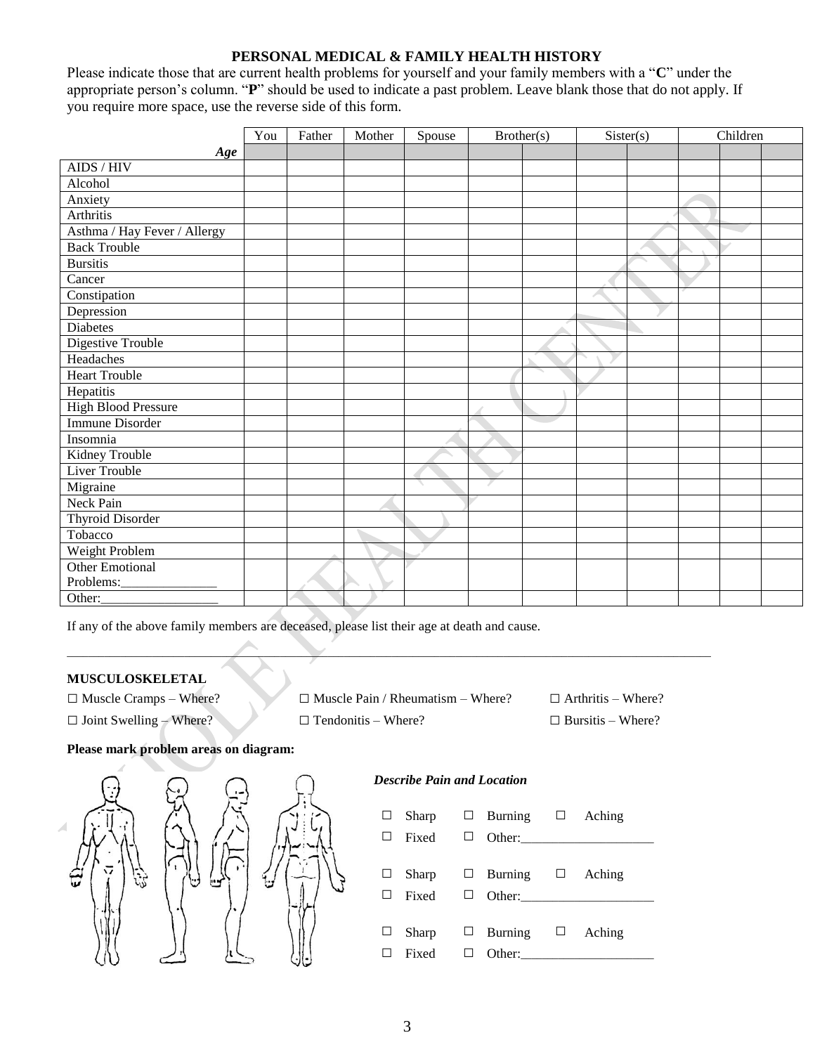## PERSONAL MEDICAL & FAMILY HEALTH HISTORY

Please indicate those that are current health problems for yourself and your family members with a "**C**" under the appropriate person's column. "**P**" should be used to indicate a past problem. Leave blank those that do not apply. If you require more space, use the reverse side of this form.

| | You | Father | Mother | Spouse | Brother(s) | | Sister(s) | | Children | | |
|---|---|---|---|---|---|---|---|---|---|---|---|
| ***Age*** | | | | | | | | | | | |
| AIDS / HIV | | | | | | | | | | | |
| Alcohol | | | | | | | | | | | |
| Anxiety | | | | | | | | | | | |
| Arthritis | | | | | | | | | | | |
| Asthma / Hay Fever / Allergy | | | | | | | | | | | |
| Back Trouble | | | | | | | | | | | |
| Bursitis | | | | | | | | | | | |
| Cancer | | | | | | | | | | | |
| Constipation | | | | | | | | | | | |
| Depression | | | | | | | | | | | |
| Diabetes | | | | | | | | | | | |
| Digestive Trouble | | | | | | | | | | | |
| Headaches | | | | | | | | | | | |
| Heart Trouble | | | | | | | | | | | |
| Hepatitis | | | | | | | | | | | |
| High Blood Pressure | | | | | | | | | | | |
| Immune Disorder | | | | | | | | | | | |
| Insomnia | | | | | | | | | | | |
| Kidney Trouble | | | | | | | | | | | |
| Liver Trouble | | | | | | | | | | | |
| Migraine | | | | | | | | | | | |
| Neck Pain | | | | | | | | | | | |
| Thyroid Disorder | | | | | | | | | | | |
| Tobacco | | | | | | | | | | | |
| Weight Problem | | | | | | | | | | | |
| Other Emotional Problems:______________ | | | | | | | | | | | |
| Other:_________________ | | | | | | | | | | | |

If any of the above family members are deceased, please list their age at death and cause.

_______________________________________________________________________________________________

**MUSCULOSKELETAL**

☐ Muscle Cramps – Where? ☐ Muscle Pain / Rheumatism – Where? ☐ Arthritis – Where?

☐ Joint Swelling – Where? ☐ Tendonitis – Where? ☐ Bursitis – Where?

**Please mark problem areas on diagram:**

***Describe Pain and Location***

☐ Sharp ☐ Burning ☐ Aching
☐ Fixed ☐ Other:____________________

☐ Sharp ☐ Burning ☐ Aching
☐ Fixed ☐ Other:____________________

☐ Sharp ☐ Burning ☐ Aching
☐ Fixed ☐ Other:____________________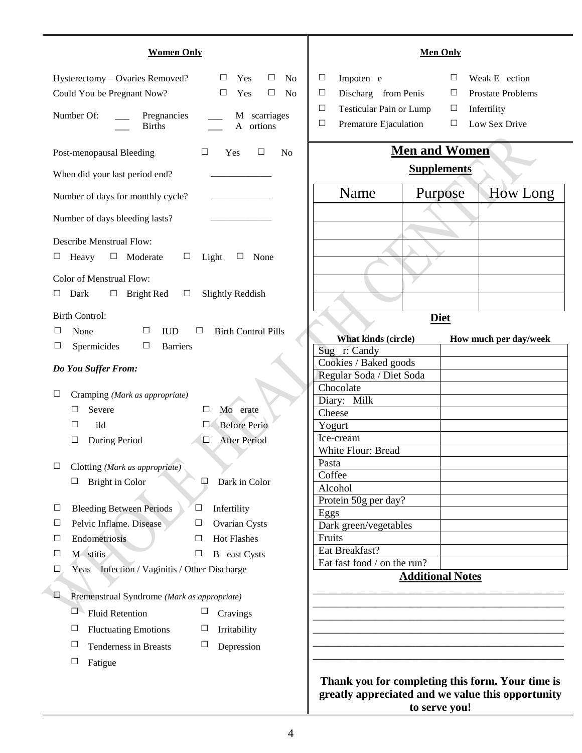## Women Only

Hysterectomy – Ovaries Removed? ☐ Yes ☐ No

Could You be Pregnant Now? ☐ Yes ☐ No

Number Of: ___ Pregnancies ___ M scarriages ___ Births ___ A ortions

Post-menopausal Bleeding ☐ Yes ☐ No

When did your last period end? _____________

Number of days for monthly cycle? _____________

Number of days bleeding lasts? _____________

Describe Menstrual Flow:

☐ Heavy ☐ Moderate ☐ Light ☐ None

Color of Menstrual Flow:

☐ Dark ☐ Bright Red ☐ Slightly Reddish

Birth Control:

☐ None ☐ IUD ☐ Birth Control Pills

☐ Spermicides ☐ Barriers

***Do You Suffer From:***

☐ Cramping *(Mark as appropriate)*

- ☐ Severe ☐ Mo erate
- ☐ ild ☐ Before Perio
- ☐ During Period ☐ After Period

☐ Clotting *(Mark as appropriate)*

- ☐ Bright in Color ☐ Dark in Color

☐ Bleeding Between Periods ☐ Infertility

☐ Pelvic Inflame. Disease ☐ Ovarian Cysts

☐ Endometriosis ☐ Hot Flashes

☐ M stitis ☐ B east Cysts

☐ Yeas Infection / Vaginitis / Other Discharge

☐ Premenstrual Syndrome *(Mark as appropriate)*

- ☐ Fluid Retention ☐ Cravings
- ☐ Fluctuating Emotions ☐ Irritability
- ☐ Tenderness in Breasts ☐ Depression
- ☐ Fatigue

## Men Only

☐ Impoten e ☐ Weak E ection

☐ Discharg from Penis ☐ Prostate Problems

☐ Testicular Pain or Lump ☐ Infertility

☐ Premature Ejaculation ☐ Low Sex Drive

## Men and Women

### Supplements

| Name | Purpose | How Long |
|---|---|---|
| | | |
| | | |
| | | |
| | | |
| | | |
| | | |

### Diet

| What kinds (circle) | How much per day/week |
|---|---|
| Sug r: Candy | |
| Cookies / Baked goods | |
| Regular Soda / Diet Soda | |
| Chocolate | |
| Diary: Milk | |
| Cheese | |
| Yogurt | |
| Ice-cream | |
| White Flour: Bread | |
| Pasta | |
| Coffee | |
| Alcohol | |
| Protein 50g per day? | |
| Eggs | |
| Dark green/vegetables | |
| Fruits | |
| Eat Breakfast? | |
| Eat fast food / on the run? | |

### Additional Notes

_____________________________________________

_____________________________________________

_____________________________________________

_____________________________________________

_____________________________________________

_____________________________________________

**Thank you for completing this form. Your time is greatly appreciated and we value this opportunity to serve you!**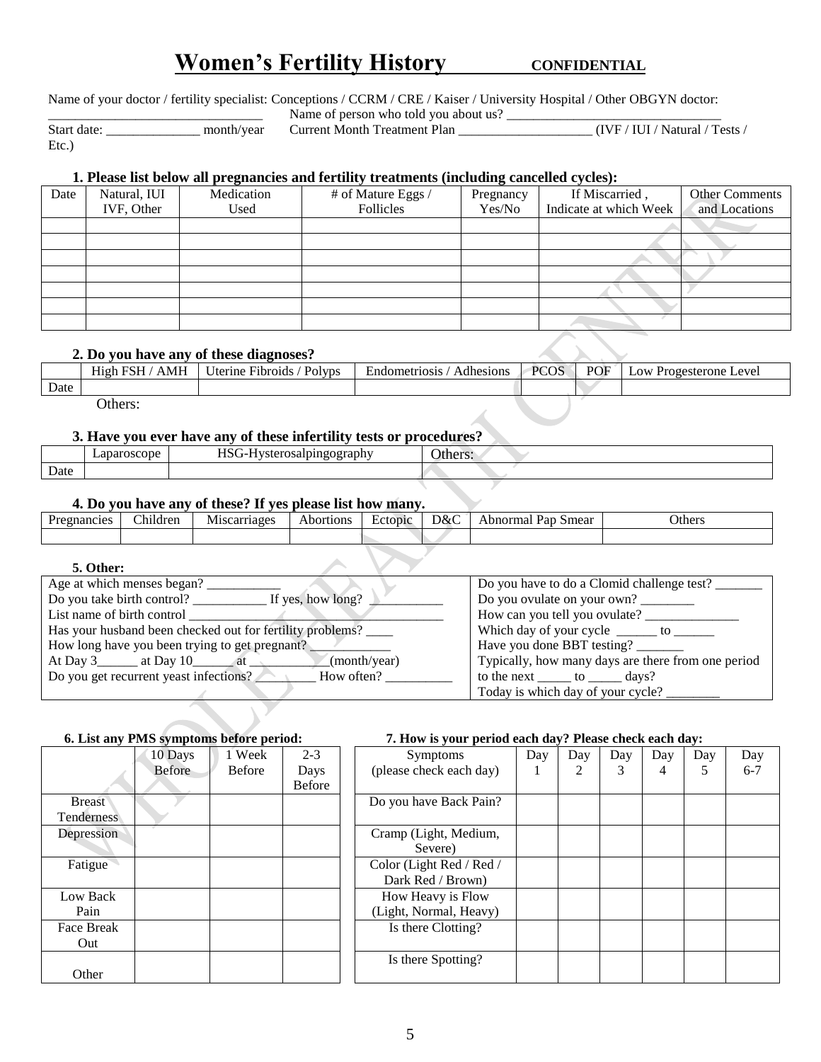# Women's Fertility History CONFIDENTIAL

Name of your doctor / fertility specialist: Conceptions / CCRM / CRE / Kaiser / University Hospital / Other OBGYN doctor: ________________________________ Name of person who told you about us? ________________________________

Start date: ______________ month/year Current Month Treatment Plan ____________________ (IVF / IUI / Natural / Tests / Etc.)

### 1. Please list below all pregnancies and fertility treatments (including cancelled cycles):

| Date | Natural, IUI IVF, Other | Medication Used | # of Mature Eggs / Follicles | Pregnancy Yes/No | If Miscarried , Indicate at which Week | Other Comments and Locations |
|---|---|---|---|---|---|---|
| | | | | | | |
| | | | | | | |
| | | | | | | |
| | | | | | | |
| | | | | | | |
| | | | | | | |
| | | | | | | |

### 2. Do you have any of these diagnoses?

| | High FSH / AMH | Uterine Fibroids / Polyps | Endometriosis / Adhesions | PCOS | POF | Low Progesterone Level |
|---|---|---|---|---|---|---|
| Date | | | | | | |

Others:

### 3. Have you ever have any of these infertility tests or procedures?

| | Laparoscope | HSG-Hysterosalpingography | Others: |
|---|---|---|---|
| Date | | | |

### 4. Do you have any of these? If yes please list how many.

| Pregnancies | Children | Miscarriages | Abortions | Ectopic | D&C | Abnormal Pap Smear | Others |
|---|---|---|---|---|---|---|---|
| | | | | | | | |

### 5. Other:

| | |
|---|---|
| Age at which menses began? ___________ | Do you have to do a Clomid challenge test? _______ |
| Do you take birth control? ___________ If yes, how long? ___________ | Do you ovulate on your own? ________ |
| List name of birth control ________________________________ | How can you tell you ovulate? ______________ |
| Has your husband been checked out for fertility problems? ____ | Which day of your cycle ______ to ______ |
| How long have you been trying to get pregnant? ____________ | Have you done BBT testing? _______ |
| At Day 3______ at Day 10______ at ____________(month/year) | Typically, how many days are there from one period to the next _____ to _____ days? |
| Do you get recurrent yeast infections? _________ How often? __________ | Today is which day of your cycle? ________ |

### 6. List any PMS symptoms before period:

| | 10 Days Before | 1 Week Before | 2-3 Days Before |
|---|---|---|---|
| Breast Tenderness | | | |
| Depression | | | |
| Fatigue | | | |
| Low Back Pain | | | |
| Face Break Out | | | |
| Other | | | |

### 7. How is your period each day? Please check each day:

| Symptoms (please check each day) | Day 1 | Day 2 | Day 3 | Day 4 | Day 5 | Day 6-7 |
|---|---|---|---|---|---|---|
| Do you have Back Pain? | | | | | | |
| Cramp (Light, Medium, Severe) | | | | | | |
| Color (Light Red / Red / Dark Red / Brown) | | | | | | |
| How Heavy is Flow (Light, Normal, Heavy) | | | | | | |
| Is there Clotting? | | | | | | |
| Is there Spotting? | | | | | | |